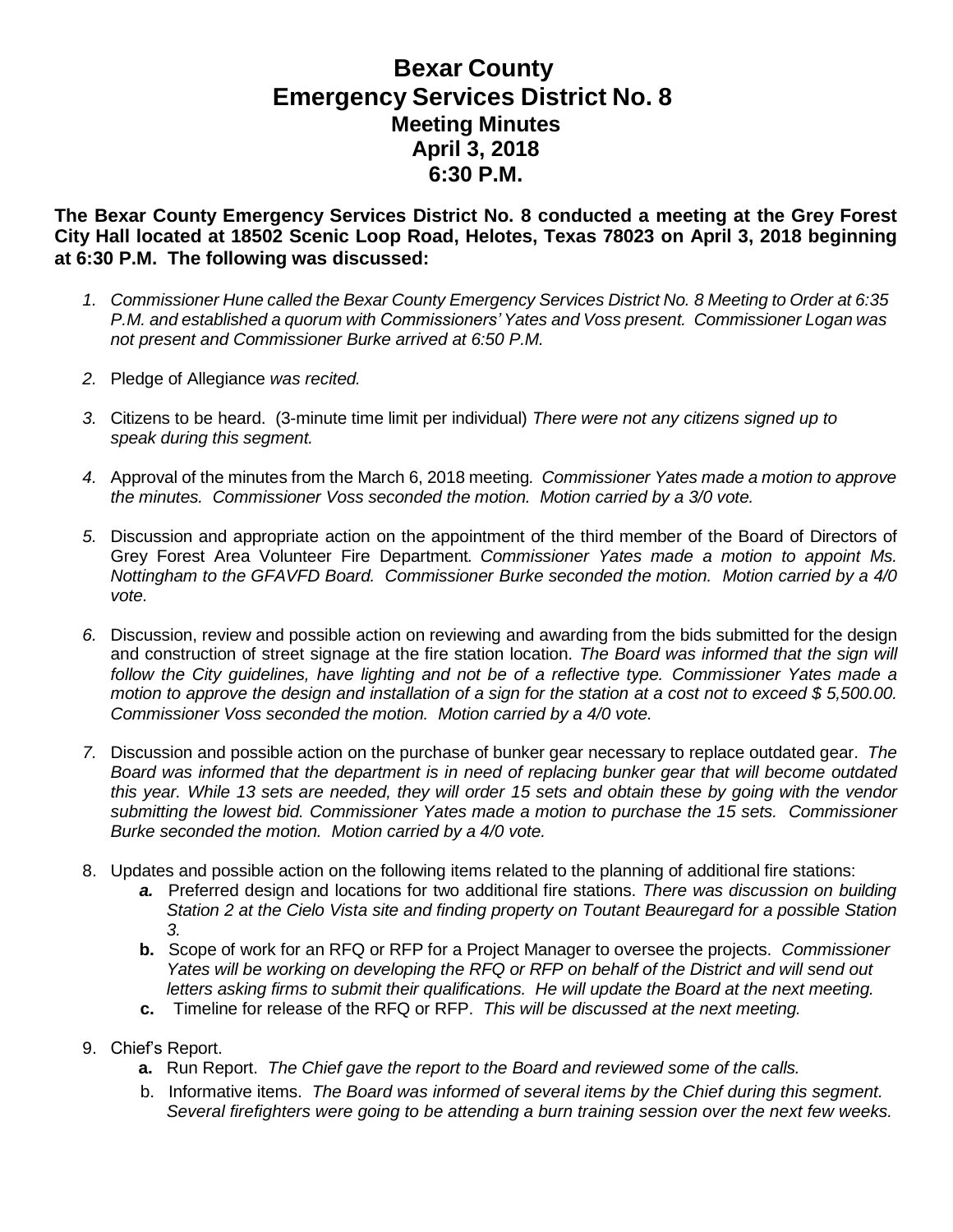# Bexar County
# Emergency Services District No. 8
## Meeting Minutes
## April 3, 2018
## 6:30 P.M.

**The Bexar County Emergency Services District No. 8 conducted a meeting at the Grey Forest City Hall located at 18502 Scenic Loop Road, Helotes, Texas 78023 on April 3, 2018 beginning at 6:30 P.M. The following was discussed:**

1. *Commissioner Hune called the Bexar County Emergency Services District No. 8 Meeting to Order at 6:35 P.M. and established a quorum with Commissioners' Yates and Voss present. Commissioner Logan was not present and Commissioner Burke arrived at 6:50 P.M.*

2. Pledge of Allegiance *was recited.*

3. Citizens to be heard. (3-minute time limit per individual) *There were not any citizens signed up to speak during this segment.*

4. Approval of the minutes from the March 6, 2018 meeting*. Commissioner Yates made a motion to approve the minutes. Commissioner Voss seconded the motion. Motion carried by a 3/0 vote.*

5. Discussion and appropriate action on the appointment of the third member of the Board of Directors of Grey Forest Area Volunteer Fire Department*. Commissioner Yates made a motion to appoint Ms. Nottingham to the GFAVFD Board. Commissioner Burke seconded the motion. Motion carried by a 4/0 vote.*

6. Discussion, review and possible action on reviewing and awarding from the bids submitted for the design and construction of street signage at the fire station location. *The Board was informed that the sign will follow the City guidelines, have lighting and not be of a reflective type. Commissioner Yates made a motion to approve the design and installation of a sign for the station at a cost not to exceed $ 5,500.00. Commissioner Voss seconded the motion. Motion carried by a 4/0 vote.*

7. Discussion and possible action on the purchase of bunker gear necessary to replace outdated gear. *The Board was informed that the department is in need of replacing bunker gear that will become outdated this year. While 13 sets are needed, they will order 15 sets and obtain these by going with the vendor submitting the lowest bid. Commissioner Yates made a motion to purchase the 15 sets. Commissioner Burke seconded the motion. Motion carried by a 4/0 vote.*

8. Updates and possible action on the following items related to the planning of additional fire stations:
   - ***a.*** Preferred design and locations for two additional fire stations. *There was discussion on building Station 2 at the Cielo Vista site and finding property on Toutant Beauregard for a possible Station 3.*
   - **b.** Scope of work for an RFQ or RFP for a Project Manager to oversee the projects. *Commissioner Yates will be working on developing the RFQ or RFP on behalf of the District and will send out letters asking firms to submit their qualifications. He will update the Board at the next meeting.*
   - **c.** Timeline for release of the RFQ or RFP. *This will be discussed at the next meeting.*

9. Chief's Report.
   - **a.** Run Report. *The Chief gave the report to the Board and reviewed some of the calls.*
   - b. Informative items. *The Board was informed of several items by the Chief during this segment. Several firefighters were going to be attending a burn training session over the next few weeks.*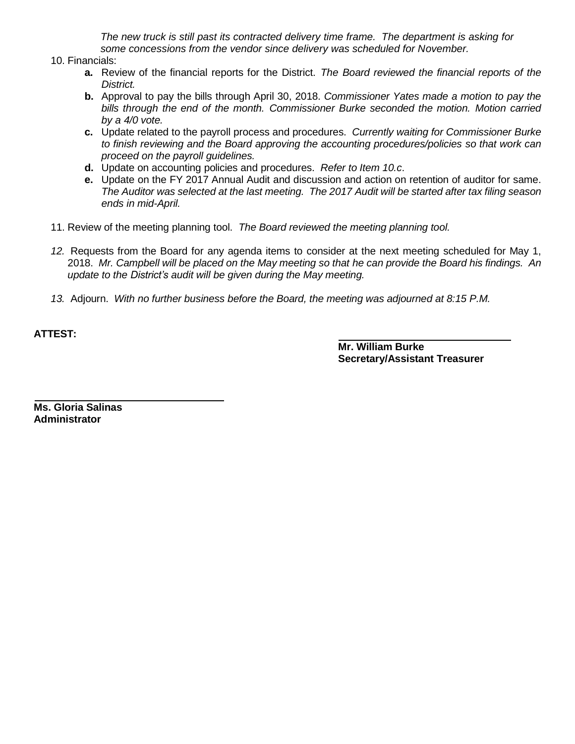*The new truck is still past its contracted delivery time frame. The department is asking for some concessions from the vendor since delivery was scheduled for November.*

10. Financials:
    - **a.** Review of the financial reports for the District. *The Board reviewed the financial reports of the District.*
    - **b.** Approval to pay the bills through April 30, 2018. *Commissioner Yates made a motion to pay the bills through the end of the month. Commissioner Burke seconded the motion. Motion carried by a 4/0 vote.*
    - **c.** Update related to the payroll process and procedures. *Currently waiting for Commissioner Burke to finish reviewing and the Board approving the accounting procedures/policies so that work can proceed on the payroll guidelines.*
    - **d.** Update on accounting policies and procedures. *Refer to Item 10.c*.
    - **e.** Update on the FY 2017 Annual Audit and discussion and action on retention of auditor for same. *The Auditor was selected at the last meeting. The 2017 Audit will be started after tax filing season ends in mid-April.*

11. Review of the meeting planning tool. *The Board reviewed the meeting planning tool.*

12. Requests from the Board for any agenda items to consider at the next meeting scheduled for May 1, 2018. *Mr. Campbell will be placed on the May meeting so that he can provide the Board his findings. An update to the District's audit will be given during the May meeting.*

13. Adjourn. *With no further business before the Board, the meeting was adjourned at 8:15 P.M.*

**ATTEST:**

\_\_\_\_\_\_\_\_\_\_\_\_\_\_\_\_\_\_\_\_\_\_\_\_\_\_\_\_\_\_
**Mr. William Burke**
**Secretary/Assistant Treasurer**

\_\_\_\_\_\_\_\_\_\_\_\_\_\_\_\_\_\_\_\_\_\_\_\_\_\_\_\_\_\_
**Ms. Gloria Salinas**
**Administrator**